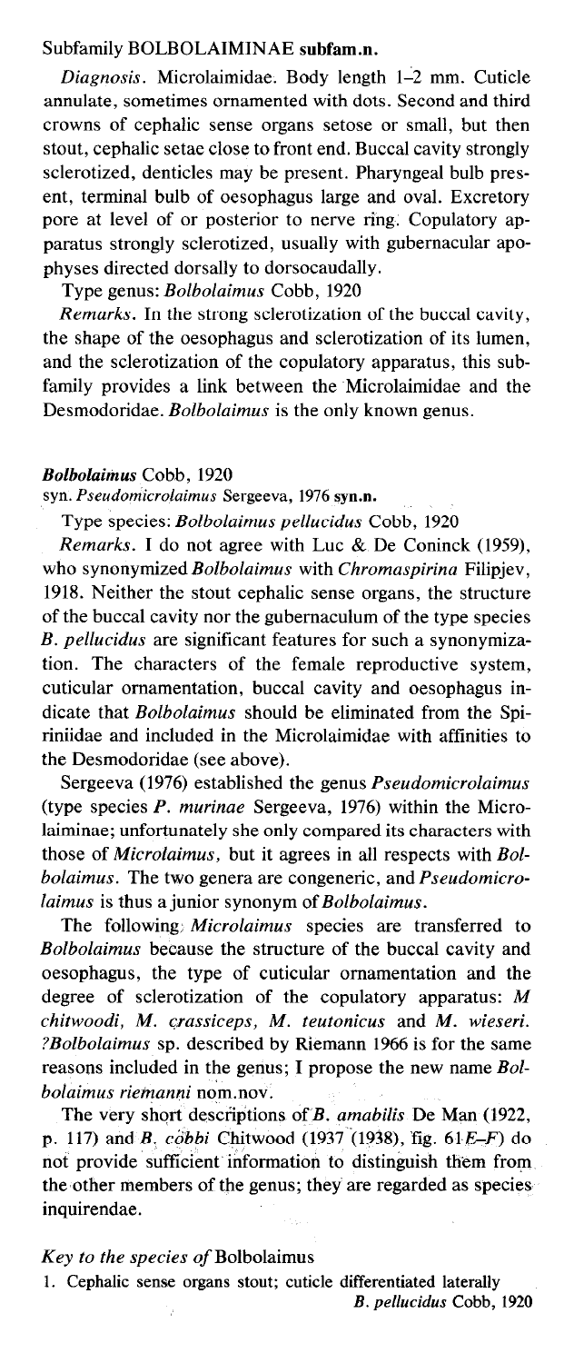### Subfamily BOLBOLAIMINAE **subfam.n.**

*Diagnosis.* Microlaimidae. Body length 1–2 mm. Cuticle annulate, sometimes ornamented with dots. Second and third crowns of cephalic sense organs setose or small, but then stout, cephalic setae close to front end. Buccal cavity strongly sclerotized, denticles may be present. Pharyngeal bulb present, terminal bulb of oesophagus large and oval. Excretory pore at level of or posterior to nerve ring. Copulatory apparatus strongly sclerotized, usually with gubernacular apophyses directed dorsally to dorsocaudally.

Type genus: *Bolbolaimus* Cobb, 1920

*Remarks.* In the strong sclerotization of the buccal cavity, the shape of the oesophagus and sclerotization of its lumen, and the sclerotization of the copulatory apparatus, this subfamily provides a link between the Microlaimidae and the Desmodoridae. *Bolbolaimus* is the only known genus.

#### ***Bolbolaimus*** **Cobb, 1920**

syn. *Pseudomicrolaimus* Sergeeva, 1976 **syn.n.**

Type species: *Bolbolaimus pellucidus* Cobb, 1920

*Remarks.* I do not agree with Luc & De Coninck (1959), who synonymized *Bolbolaimus* with *Chromaspirina* Filipjev, 1918. Neither the stout cephalic sense organs, the structure of the buccal cavity nor the gubernaculum of the type species *B. pellucidus* are significant features for such a synonymization. The characters of the female reproductive system, cuticular ornamentation, buccal cavity and oesophagus indicate that *Bolbolaimus* should be eliminated from the Spiriniidae and included in the Microlaimidae with affinities to the Desmodoridae (see above).

Sergeeva (1976) established the genus *Pseudomicrolaimus* (type species *P. murinae* Sergeeva, 1976) within the Microlaiminae; unfortunately she only compared its characters with those of *Microlaimus*, but it agrees in all respects with *Bolbolaimus*. The two genera are congeneric, and *Pseudomicrolaimus* is thus a junior synonym of *Bolbolaimus*.

The following *Microlaimus* species are transferred to *Bolbolaimus* because the structure of the buccal cavity and oesophagus, the type of cuticular ornamentation and the degree of sclerotization of the copulatory apparatus: *M chitwoodi*, *M. crassiceps*, *M. teutonicus* and *M. wieseri*. *?Bolbolaimus* sp. described by Riemann 1966 is for the same reasons included in the genus; I propose the new name *Bolbolaimus riemanni* nom.nov.

The very short descriptions of *B. amabilis* De Man (1922, p. 117) and *B. cobbi* Chitwood (1937 (1938), fig. 61*E–F*) do not provide sufficient information to distinguish them from the other members of the genus; they are regarded as species inquirendae.

#### *Key to the species of* Bolbolaimus

1. Cephalic sense organs stout; cuticle differentiated laterally ..... *B. pellucidus* Cobb, 1920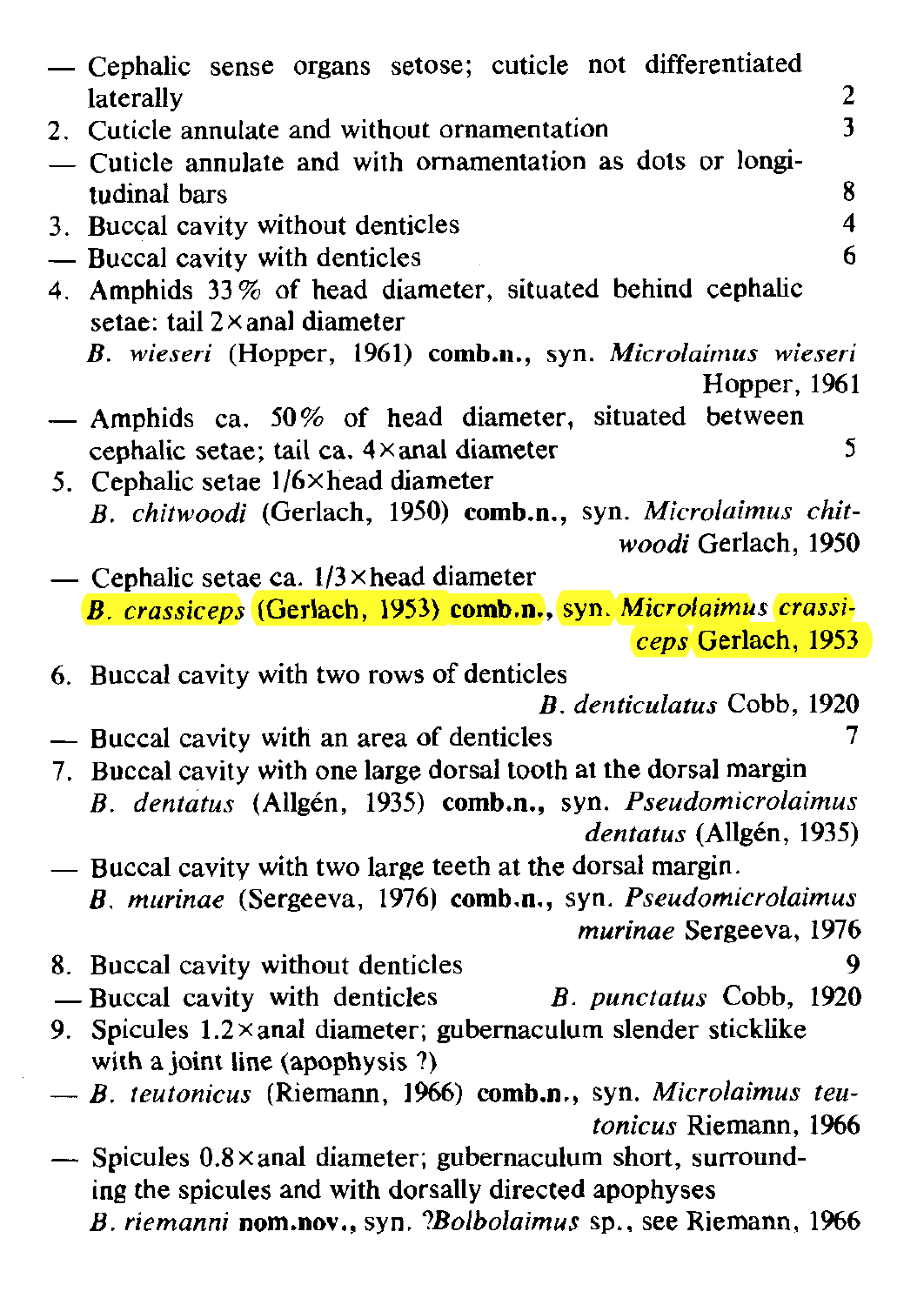— Cephalic sense organs setose; cuticle not differentiated laterally 2

2. Cuticle annulate and without ornamentation 3

— Cuticle annulate and with ornamentation as dots or longitudinal bars 8

3. Buccal cavity without denticles 4

— Buccal cavity with denticles 6

4. Amphids 33% of head diameter, situated behind cephalic setae: tail 2×anal diameter
*B. wieseri* (Hopper, 1961) **comb.n.**, syn. *Microlaimus wieseri* Hopper, 1961

— Amphids ca. 50% of head diameter, situated between cephalic setae; tail ca. 4×anal diameter 5

5. Cephalic setae 1/6×head diameter
*B. chitwoodi* (Gerlach, 1950) **comb.n.**, syn. *Microlaimus chitwoodi* Gerlach, 1950

— Cephalic setae ca. 1/3×head diameter
*B. crassiceps* (Gerlach, 1953) **comb.n.**, syn. *Microlaimus crassiceps* Gerlach, 1953

6. Buccal cavity with two rows of denticles
*B. denticulatus* Cobb, 1920

— Buccal cavity with an area of denticles 7

7. Buccal cavity with one large dorsal tooth at the dorsal margin
*B. dentatus* (Allgén, 1935) **comb.n.**, syn. *Pseudomicrolaimus dentatus* (Allgén, 1935)

— Buccal cavity with two large teeth at the dorsal margin.
*B. murinae* (Sergeeva, 1976) **comb.n.**, syn. *Pseudomicrolaimus murinae* Sergeeva, 1976

8. Buccal cavity without denticles 9

— Buccal cavity with denticles *B. punctatus* Cobb, 1920

9. Spicules 1.2×anal diameter; gubernaculum slender sticklike with a joint line (apophysis ?)

— *B. teutonicus* (Riemann, 1966) **comb.n.**, syn. *Microlaimus teutonicus* Riemann, 1966

— Spicules 0.8×anal diameter; gubernaculum short, surrounding the spicules and with dorsally directed apophyses
*B. riemanni* **nom.nov.**, syn. ?*Bolbolaimus* sp., see Riemann, 1966